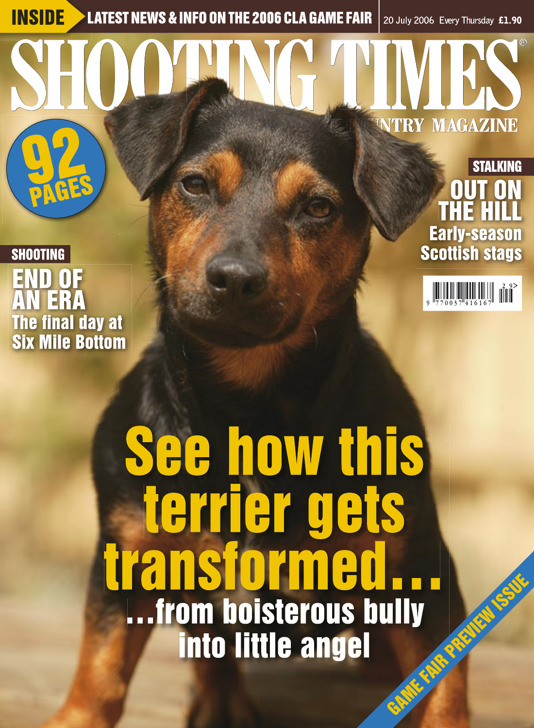**INSIDE** LATEST NEWS & INFO ON THE 2006 CLA GAME FAIR

20 July 2006 Every Thursday £1.90

# SHOOTING TIMES

COUNTRY MAGAZINE

**92 PAGES**

**STALKING**

## OUT ON THE HILL

Early-season Scottish stags

**SHOOTING**

## END OF AN ERA

The final day at Six Mile Bottom

# See how this terrier gets transformed...

## ...from boisterous bully into little angel

GAME FAIR PREVIEW ISSUE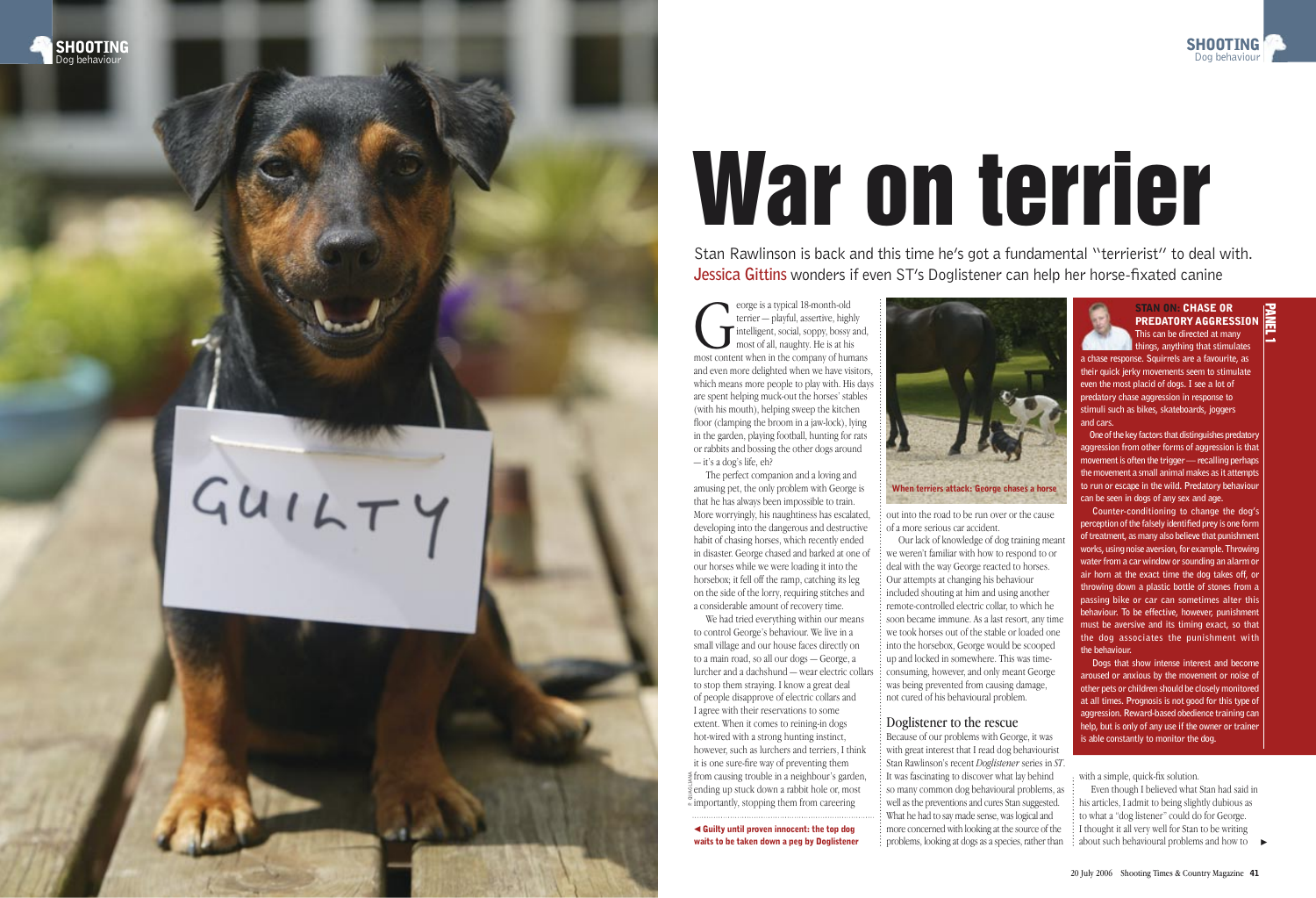# War on terrier

Stan Rawlinson is back and this time he's got a fundamental "terrierist" to deal with. Jessica Gittins wonders if even ST's Doglistener can help her horse-fixated canine

George is a typical 18-month-old terrier — playful, assertive, highly intelligent, social, soppy, bossy and, most of all, naughty. He is at his most content when in the company of humans and even more delighted when we have visitors, which means more people to play with. His days are spent helping muck-out the horses' stables (with his mouth), helping sweep the kitchen floor (clamping the broom in a jaw-lock), lying in the garden, playing football, hunting for rats or rabbits and bossing the other dogs around — it's a dog's life, eh?

The perfect companion and a loving and amusing pet, the only problem with George is that he has always been impossible to train. More worryingly, his naughtiness has escalated, developing into the dangerous and destructive habit of chasing horses, which recently ended in disaster. George chased and barked at one of our horses while we were loading it into the horsebox; it fell off the ramp, catching its leg on the side of the lorry, requiring stitches and a considerable amount of recovery time.

We had tried everything within our means to control George's behaviour. We live in a small village and our house faces directly on to a main road, so all our dogs — George, a lurcher and a dachshund — wear electric collars to stop them straying. I know a great deal of people disapprove of electric collars and I agree with their reservations to some extent. When it comes to reining-in dogs hot-wired with a strong hunting instinct, however, such as lurchers and terriers, I think it is one sure-fire way of preventing them from causing trouble in a neighbour's garden, ending up stuck down a rabbit hole or, most importantly, stopping them from careering out into the road to be run over or the cause of a more serious car accident.

Our lack of knowledge of dog training meant we weren't familiar with how to respond to or deal with the way George reacted to horses. Our attempts at changing his behaviour included shouting at him and using another remote-controlled electric collar, to which he soon became immune. As a last resort, any time we took horses out of the stable or loaded one into the horsebox, George would be scooped up and locked in somewhere. This was time-consuming, however, and only meant George was being prevented from causing damage, not cured of his behavioural problem.

◄ Guilty until proven innocent: the top dog waits to be taken down a peg by Doglistener

When terriers attack: George chases a horse

## Doglistener to the rescue

Because of our problems with George, it was with great interest that I read dog behaviourist Stan Rawlinson's recent *Doglistener* series in *ST*. It was fascinating to discover what lay behind so many common dog behavioural problems, as well as the preventions and cures Stan suggested. What he had to say made sense, was logical and more concerned with looking at the source of the problems, looking at dogs as a species, rather than with a simple, quick-fix solution.

Even though I believed what Stan had said in his articles, I admit to being slightly dubious as to what a "dog listener" could do for George. I thought it all very well for Stan to be writing about such behavioural problems and how to ►

> **PANEL 1**
>
> **STAN ON: CHASE OR PREDATORY AGGRESSION**
>
> This can be directed at many things, anything that stimulates a chase response. Squirrels are a favourite, as their quick jerky movements seem to stimulate even the most placid of dogs. I see a lot of predatory chase aggression in response to stimuli such as bikes, skateboards, joggers and cars.
>
> One of the key factors that distinguishes predatory aggression from other forms of aggression is that movement is often the trigger — recalling perhaps the movement a small animal makes as it attempts to run or escape in the wild. Predatory behaviour can be seen in dogs of any sex and age.
>
> Counter-conditioning to change the dog's perception of the falsely identified prey is one form of treatment, as many also believe that punishment works, using noise aversion, for example. Throwing water from a car window or sounding an alarm or air horn at the exact time the dog takes off, or throwing down a plastic bottle of stones from a passing bike or car can sometimes alter this behaviour. To be effective, however, punishment must be aversive and its timing exact, so that the dog associates the punishment with the behaviour.
>
> Dogs that show intense interest and become aroused or anxious by the movement or noise of other pets or children should be closely monitored at all times. Prognosis is not good for this type of aggression. Reward-based obedience training can help, but is only of any use if the owner or trainer is able constantly to monitor the dog.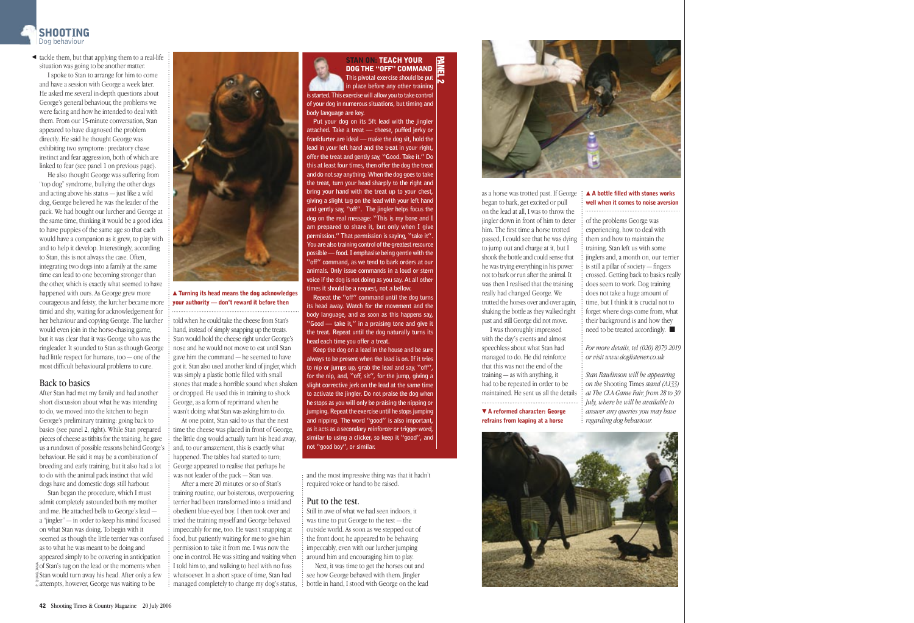tackle them, but that applying them to a real-life situation was going to be another matter.

I spoke to Stan to arrange for him to come and have a session with George a week later. He asked me several in-depth questions about George's general behaviour, the problems we were facing and how he intended to deal with them. From our 15-minute conversation, Stan appeared to have diagnosed the problem directly. He said he thought George was exhibiting two symptoms: predatory chase instinct and fear aggression, both of which are linked to fear (see panel 1 on previous page).

He also thought George was suffering from "top dog" syndrome, bullying the other dogs and acting above his status — just like a wild dog, George believed he was the leader of the pack. We had bought our lurcher and George at the same time, thinking it would be a good idea to have puppies of the same age so that each would have a companion as it grew, to play with and to help it develop. Interestingly, according to Stan, this is not always the case. Often, integrating two dogs into a family at the same time can lead to one becoming stronger than the other, which is exactly what seemed to have happened with ours. As George grew more courageous and feisty, the lurcher became more timid and shy, waiting for acknowledgement for her behaviour and copying George. The lurcher would even join in the horse-chasing game, but it was clear that it was George who was the ringleader. It sounded to Stan as though George had little respect for humans, too — one of the most difficult behavioural problems to cure.

## Back to basics

After Stan had met my family and had another short discussion about what he was intending to do, we moved into the kitchen to begin George's preliminary training: going back to basics (see panel 2, right). While Stan prepared pieces of cheese as titbits for the training, he gave us a rundown of possible reasons behind George's behaviour. He said it may be a combination of breeding and early training, but it also had a lot to do with the animal pack instinct that wild dogs have and domestic dogs still harbour.

Stan began the procedure, which I must admit completely astounded both my mother and me. He attached bells to George's lead — a "jingler" — in order to keep his mind focused on what Stan was doing. To begin with it seemed as though the little terrier was confused as to what he was meant to be doing and appeared simply to be cowering in anticipation of Stan's tug on the lead or the moments when Stan would turn away his head. After only a few attempts, however, George was waiting to be told when he could take the cheese from Stan's hand, instead of simply snapping up the treats. Stan would hold the cheese right under George's nose and he would not move to eat until Stan gave him the command — he seemed to have got it. Stan also used another kind of jingler, which was simply a plastic bottle filled with small stones that made a horrible sound when shaken or dropped. He used this in training to shock George, as a form of reprimand when he wasn't doing what Stan was asking him to do.

▲ **Turning its head means the dog acknowledges your authority — don't reward it before then**

At one point, Stan said to us that the next time the cheese was placed in front of George, the little dog would actually turn his head away, and, to our amazement, this is exactly what happened. The tables had started to turn; George appeared to realise that perhaps he was not leader of the pack — Stan was.

After a mere 20 minutes or so of Stan's training routine, our boisterous, overpowering terrier had been transformed into a timid and obedient blue-eyed boy. I then took over and tried the training myself and George behaved impeccably for me, too. He wasn't snapping at food, but patiently waiting for me to give him permission to take it from me. I was now the one in control. He was sitting and waiting when I told him to, and walking to heel with no fuss whatsoever. In a short space of time, Stan had managed completely to change my dog's status, and the most impressive thing was that it hadn't required voice or hand to be raised.

## Put to the test.

Still in awe of what we had seen indoors, it was time to put George to the test — the outside world. As soon as we stepped out of the front door, he appeared to be behaving impeccably, even with our lurcher jumping around him and encouraging him to play.

Next, it was time to get the horses out and see how George behaved with them. Jingler bottle in hand, I stood with George on the lead as a horse was trotted past. If George began to bark, get excited or pull on the lead at all, I was to throw the jingler down in front of him to deter him. The first time a horse trotted passed, I could see that he was dying to jump out and charge at it, but I shook the bottle and could sense that he was trying everything in his power not to bark or run after the animal. It was then I realised that the training really had changed George. We trotted the horses over and over again, shaking the bottle as they walked right past and still George did not move.

I was thoroughly impressed with the day's events and almost speechless about what Stan had managed to do. He did reinforce that this was not the end of the training — as with anything, it had to be repeated in order to be maintained. He sent us all the details of the problems George was experiencing, how to deal with them and how to maintain the training. Stan left us with some jinglers and, a month on, our terrier is still a pillar of society — fingers crossed. Getting back to basics really does seem to work. Dog training does not take a huge amount of time, but I think it is crucial not to forget where dogs come from, what their background is and how they need to be treated accordingly. ■

*For more details, tel (020) 8979 2019 or visit www.doglistener.co.uk*

*Stan Rawlinson will be appearing on the* Shooting Times *stand (A133) at The CLA Game Fair, from 28 to 30 July, where he will be available to answer any queries you may have regarding dog behaviour.*

---

### STAN ON: TEACH YOUR DOG THE "OFF" COMMAND

**PANEL 2**

**This pivotal exercise should be put in place before any other training is started. This exercise will allow you to take control of your dog in numerous situations, but timing and body language are key.**

**Put your dog on its 5ft lead with the jingler attached. Take a treat — cheese, puffed jerky or frankfurter are ideal — make the dog sit, hold the lead in your left hand and the treat in your right, offer the treat and gently say, "Good. Take it." Do this at least four times, then offer the dog the treat and do not say anything. When the dog goes to take the treat, turn your head sharply to the right and bring your hand with the treat up to your chest, giving a slight tug on the lead with your left hand and gently say, "off". The jingler helps focus the dog on the real message: "This is my bone and I am prepared to share it, but only when I give permission." That permission is saying, "take it". You are also training control of the greatest resource possible — food. I emphasise being gentle with the "off" command, as we tend to bark orders at our animals. Only issue commands in a loud or stern voice if the dog is not doing as you say. At all other times it should be a request, not a bellow.**

**Repeat the "off" command until the dog turns its head away. Watch for the movement and the body language, and as soon as this happens say, "Good — take it," in a praising tone and give it the treat. Repeat until the dog naturally turns its head each time you offer a treat.**

**Keep the dog on a lead in the house and be sure always to be present when the lead is on. If it tries to nip or jumps up, grab the lead and say, "off", for the nip, and, "off, sit", for the jump, giving a slight corrective jerk on the lead at the same time to activate the jingler. Do not praise the dog when he stops as you will only be praising the nipping or jumping. Repeat the exercise until he stops jumping and nipping. The word "good" is also important, as it acts as a secondary reinforcer or trigger word, similar to using a clicker, so keep it "good", and not "good boy", or similar.**

---

▲ **A bottle filled with stones works well when it comes to noise aversion**

▼ **A reformed character: George refrains from leaping at a horse**